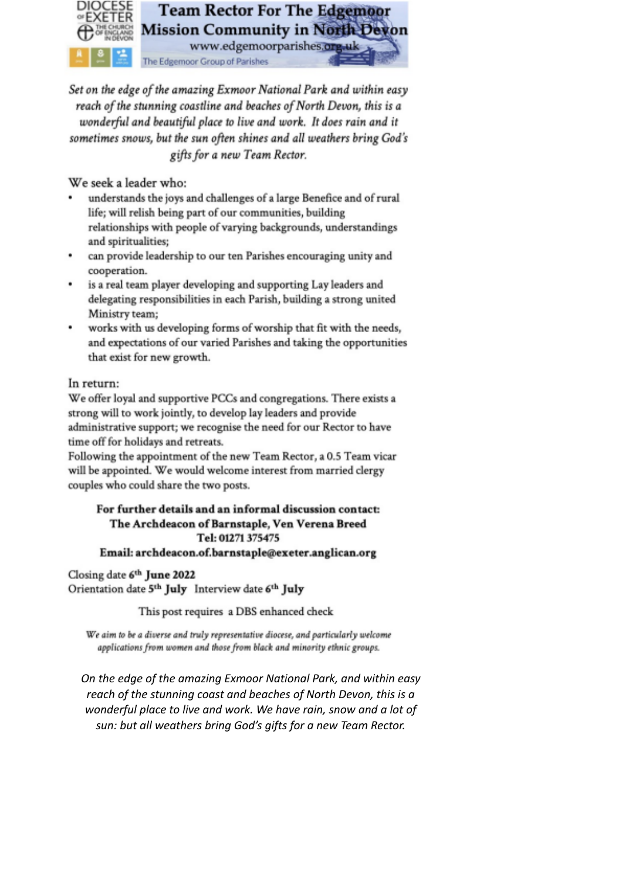DIOCESE OF EXETER
THE CHURCH OF ENGLAND IN DEVON

# Team Rector For The Edgemoor Mission Community in North Devon

www.edgemoorparishes.org.uk

The Edgemoor Group of Parishes

*Set on the edge of the amazing Exmoor National Park and within easy reach of the stunning coastline and beaches of North Devon, this is a wonderful and beautiful place to live and work. It does rain and it sometimes snows, but the sun often shines and all weathers bring God's gifts for a new Team Rector.*

We seek a leader who:

- understands the joys and challenges of a large Benefice and of rural life; will relish being part of our communities, building relationships with people of varying backgrounds, understandings and spiritualities;
- can provide leadership to our ten Parishes encouraging unity and cooperation.
- is a real team player developing and supporting Lay leaders and delegating responsibilities in each Parish, building a strong united Ministry team;
- works with us developing forms of worship that fit with the needs, and expectations of our varied Parishes and taking the opportunities that exist for new growth.

In return:

We offer loyal and supportive PCCs and congregations. There exists a strong will to work jointly, to develop lay leaders and provide administrative support; we recognise the need for our Rector to have time off for holidays and retreats.

Following the appointment of the new Team Rector, a 0.5 Team vicar will be appointed. We would welcome interest from married clergy couples who could share the two posts.

**For further details and an informal discussion contact:**
**The Archdeacon of Barnstaple, Ven Verena Breed**
**Tel: 01271 375475**
**Email: archdeacon.of.barnstaple@exeter.anglican.org**

Closing date 6th **June 2022**
Orientation date 5th **July** Interview date 6th **July**

This post requires a DBS enhanced check

*We aim to be a diverse and truly representative diocese, and particularly welcome applications from women and those from black and minority ethnic groups.*

*On the edge of the amazing Exmoor National Park, and within easy reach of the stunning coast and beaches of North Devon, this is a wonderful place to live and work. We have rain, snow and a lot of sun: but all weathers bring God's gifts for a new Team Rector.*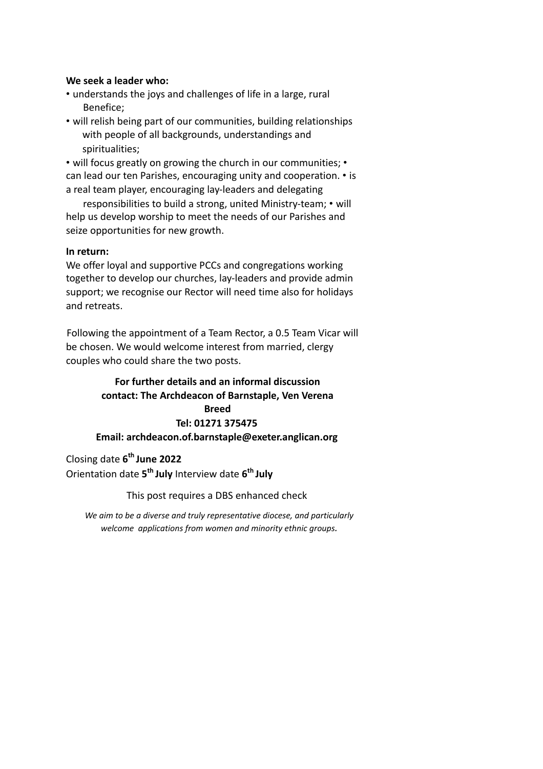**We seek a leader who:**

- understands the joys and challenges of life in a large, rural Benefice;
- will relish being part of our communities, building relationships with people of all backgrounds, understandings and spiritualities;
- will focus greatly on growing the church in our communities;
- can lead our ten Parishes, encouraging unity and cooperation.
- is a real team player, encouraging lay-leaders and delegating responsibilities to build a strong, united Ministry-team;
- will help us develop worship to meet the needs of our Parishes and seize opportunities for new growth.

**In return:**

We offer loyal and supportive PCCs and congregations working together to develop our churches, lay-leaders and provide admin support; we recognise our Rector will need time also for holidays and retreats.

Following the appointment of a Team Rector, a 0.5 Team Vicar will be chosen. We would welcome interest from married, clergy couples who could share the two posts.

**For further details and an informal discussion contact: The Archdeacon of Barnstaple, Ven Verena Breed**

**Tel: 01271 375475**

**Email: archdeacon.of.barnstaple@exeter.anglican.org**

Closing date **6th June 2022**

Orientation date **5th July** Interview date **6th July**

This post requires a DBS enhanced check

*We aim to be a diverse and truly representative diocese, and particularly welcome applications from women and minority ethnic groups.*